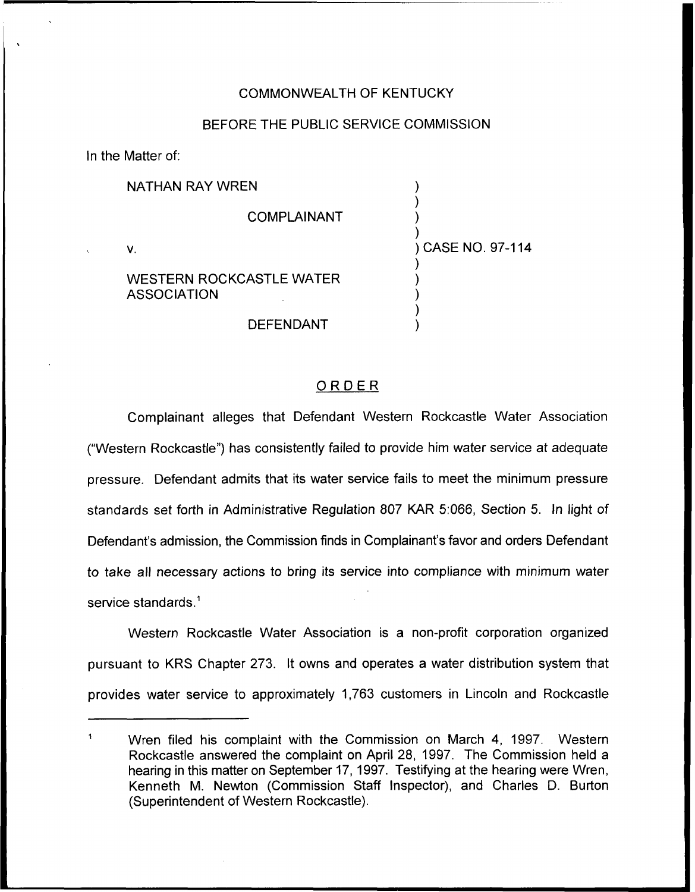COMMONWEALTH OF KENTUCKY

BEFORE THE PUBLIC SERVICE COMMISSION

In the Matter of:

NATHAN RAY WREN

COMPLAINANT

v.

WESTERN ROCKCASTLE WATER ASSOCIATION

DEFENDANT

) CASE NO. 97-114

## ORDER

Complainant alleges that Defendant Western Rockcastle Water Association ("Western Rockcastle") has consistently failed to provide him water service at adequate pressure. Defendant admits that its water service fails to meet the minimum pressure standards set forth in Administrative Regulation 807 KAR 5:066, Section 5. In light of Defendant's admission, the Commission finds in Complainant's favor and orders Defendant to take all necessary actions to bring its service into compliance with minimum water service standards.[1]

Western Rockcastle Water Association is a non-profit corporation organized pursuant to KRS Chapter 273. It owns and operates a water distribution system that provides water service to approximately 1,763 customers in Lincoln and Rockcastle

---

[1] Wren filed his complaint with the Commission on March 4, 1997. Western Rockcastle answered the complaint on April 28, 1997. The Commission held a hearing in this matter on September 17, 1997. Testifying at the hearing were Wren, Kenneth M. Newton (Commission Staff Inspector), and Charles D. Burton (Superintendent of Western Rockcastle).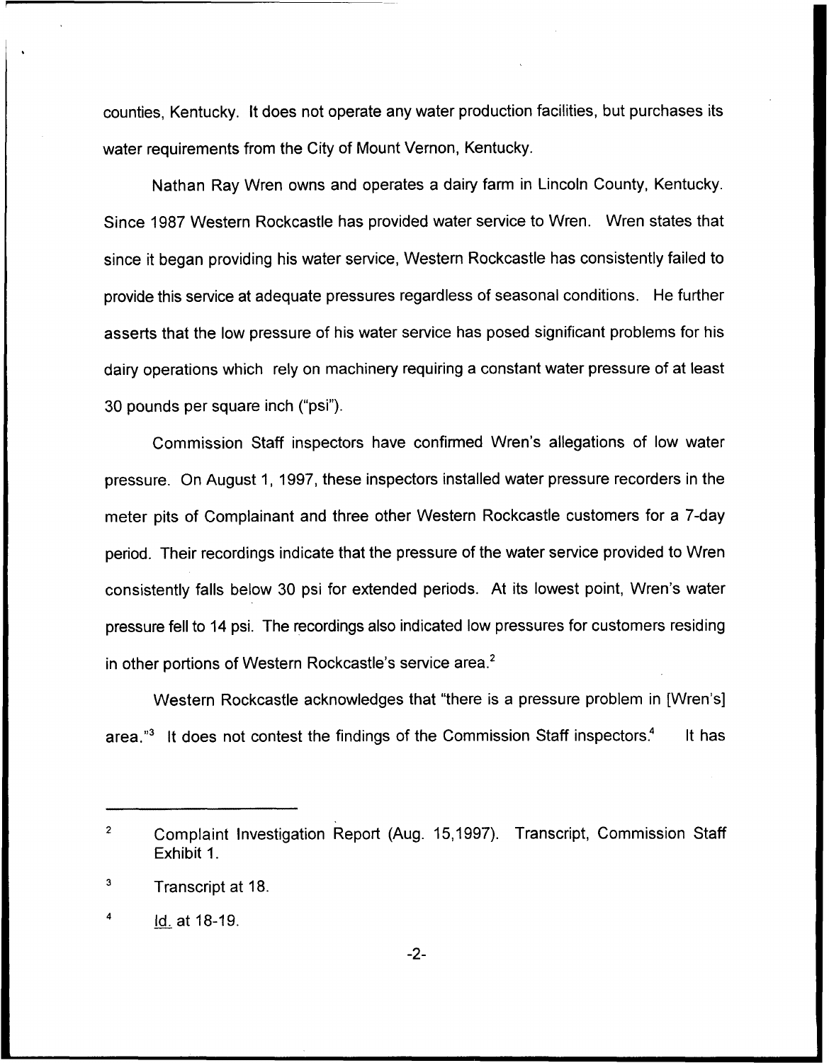counties, Kentucky. It does not operate any water production facilities, but purchases its water requirements from the City of Mount Vernon, Kentucky.

Nathan Ray Wren owns and operates a dairy farm in Lincoln County, Kentucky. Since 1987 Western Rockcastle has provided water service to Wren. Wren states that since it began providing his water service, Western Rockcastle has consistently failed to provide this service at adequate pressures regardless of seasonal conditions. He further asserts that the low pressure of his water service has posed significant problems for his dairy operations which rely on machinery requiring a constant water pressure of at least 30 pounds per square inch ("psi").

Commission Staff inspectors have confirmed Wren's allegations of low water pressure. On August 1, 1997, these inspectors installed water pressure recorders in the meter pits of Complainant and three other Western Rockcastle customers for a 7-day period. Their recordings indicate that the pressure of the water service provided to Wren consistently falls below 30 psi for extended periods. At its lowest point, Wren's water pressure fell to 14 psi. The recordings also indicated low pressures for customers residing in other portions of Western Rockcastle's service area.[2]

Western Rockcastle acknowledges that "there is a pressure problem in [Wren's] area."[3] It does not contest the findings of the Commission Staff inspectors.[4] It has

---

[2] Complaint Investigation Report (Aug. 15,1997). Transcript, Commission Staff Exhibit 1.

[3] Transcript at 18.

[4] Id. at 18-19.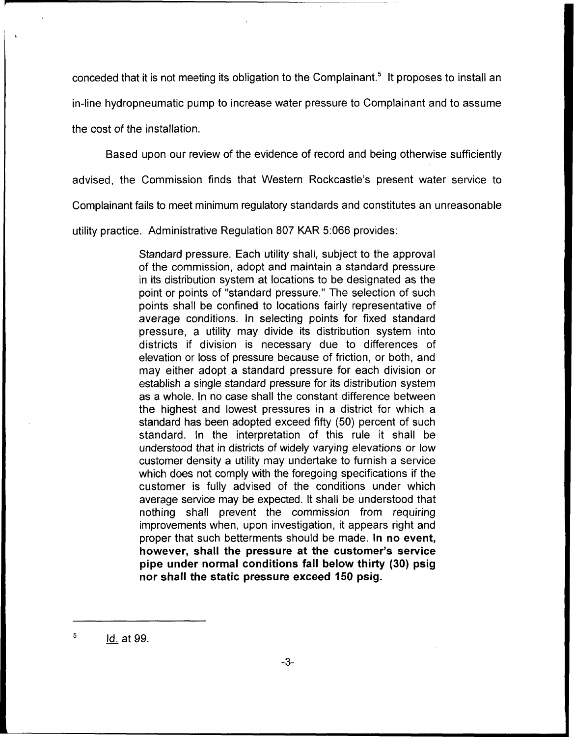conceded that it is not meeting its obligation to the Complainant.[5] It proposes to install an in-line hydropneumatic pump to increase water pressure to Complainant and to assume the cost of the installation.

Based upon our review of the evidence of record and being otherwise sufficiently advised, the Commission finds that Western Rockcastle's present water service to Complainant fails to meet minimum regulatory standards and constitutes an unreasonable utility practice. Administrative Regulation 807 KAR 5:066 provides:

> Standard pressure. Each utility shall, subject to the approval of the commission, adopt and maintain a standard pressure in its distribution system at locations to be designated as the point or points of "standard pressure." The selection of such points shall be confined to locations fairly representative of average conditions. In selecting points for fixed standard pressure, a utility may divide its distribution system into districts if division is necessary due to differences of elevation or loss of pressure because of friction, or both, and may either adopt a standard pressure for each division or establish a single standard pressure for its distribution system as a whole. In no case shall the constant difference between the highest and lowest pressures in a district for which a standard has been adopted exceed fifty (50) percent of such standard. In the interpretation of this rule it shall be understood that in districts of widely varying elevations or low customer density a utility may undertake to furnish a service which does not comply with the foregoing specifications if the customer is fully advised of the conditions under which average service may be expected. It shall be understood that nothing shall prevent the commission from requiring improvements when, upon investigation, it appears right and proper that such betterments should be made. **In no event, however, shall the pressure at the customer's service pipe under normal conditions fall below thirty (30) psig nor shall the static pressure exceed 150 psig.**

---

[5] Id. at 99.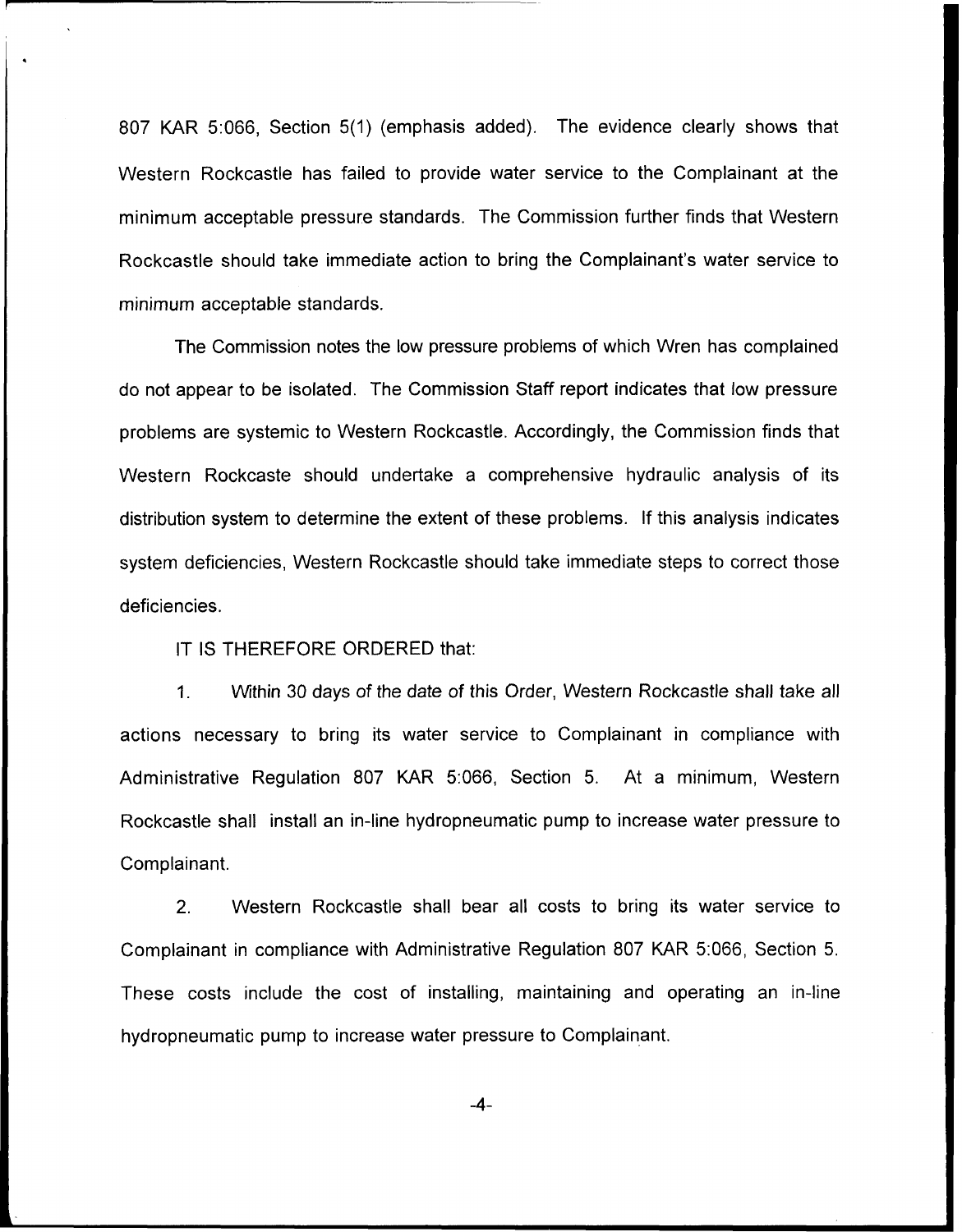807 KAR 5:066, Section 5(1) (emphasis added). The evidence clearly shows that Western Rockcastle has failed to provide water service to the Complainant at the minimum acceptable pressure standards. The Commission further finds that Western Rockcastle should take immediate action to bring the Complainant's water service to minimum acceptable standards.

The Commission notes the low pressure problems of which Wren has complained do not appear to be isolated. The Commission Staff report indicates that low pressure problems are systemic to Western Rockcastle. Accordingly, the Commission finds that Western Rockcaste should undertake a comprehensive hydraulic analysis of its distribution system to determine the extent of these problems. If this analysis indicates system deficiencies, Western Rockcastle should take immediate steps to correct those deficiencies.

IT IS THEREFORE ORDERED that:

1. Within 30 days of the date of this Order, Western Rockcastle shall take all actions necessary to bring its water service to Complainant in compliance with Administrative Regulation 807 KAR 5:066, Section 5. At a minimum, Western Rockcastle shall install an in-line hydropneumatic pump to increase water pressure to Complainant.

2. Western Rockcastle shall bear all costs to bring its water service to Complainant in compliance with Administrative Regulation 807 KAR 5:066, Section 5. These costs include the cost of installing, maintaining and operating an in-line hydropneumatic pump to increase water pressure to Complainant.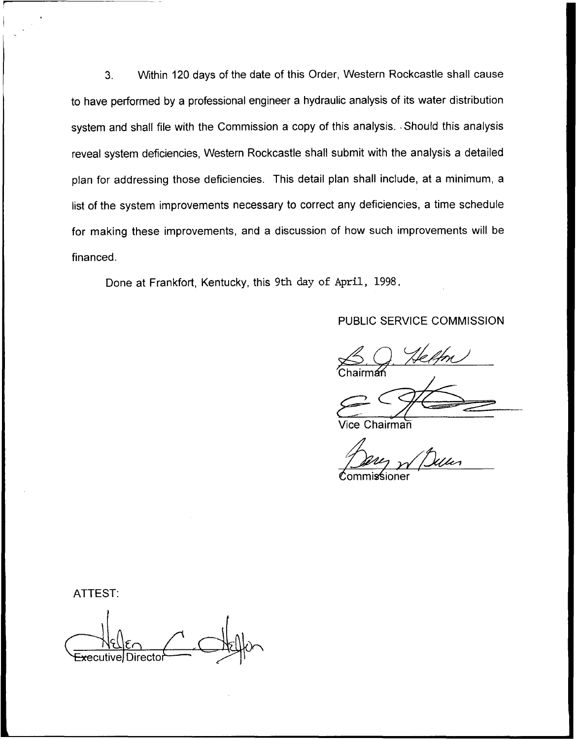3. Within 120 days of the date of this Order, Western Rockcastle shall cause to have performed by a professional engineer a hydraulic analysis of its water distribution system and shall file with the Commission a copy of this analysis. Should this analysis reveal system deficiencies, Western Rockcastle shall submit with the analysis a detailed plan for addressing those deficiencies. This detail plan shall include, at a minimum, a list of the system improvements necessary to correct any deficiencies, a time schedule for making these improvements, and a discussion of how such improvements will be financed.

Done at Frankfort, Kentucky, this 9th day of April, 1998.

PUBLIC SERVICE COMMISSION

Chairman

Vice Chairman

Commissioner

ATTEST:

Executive Director